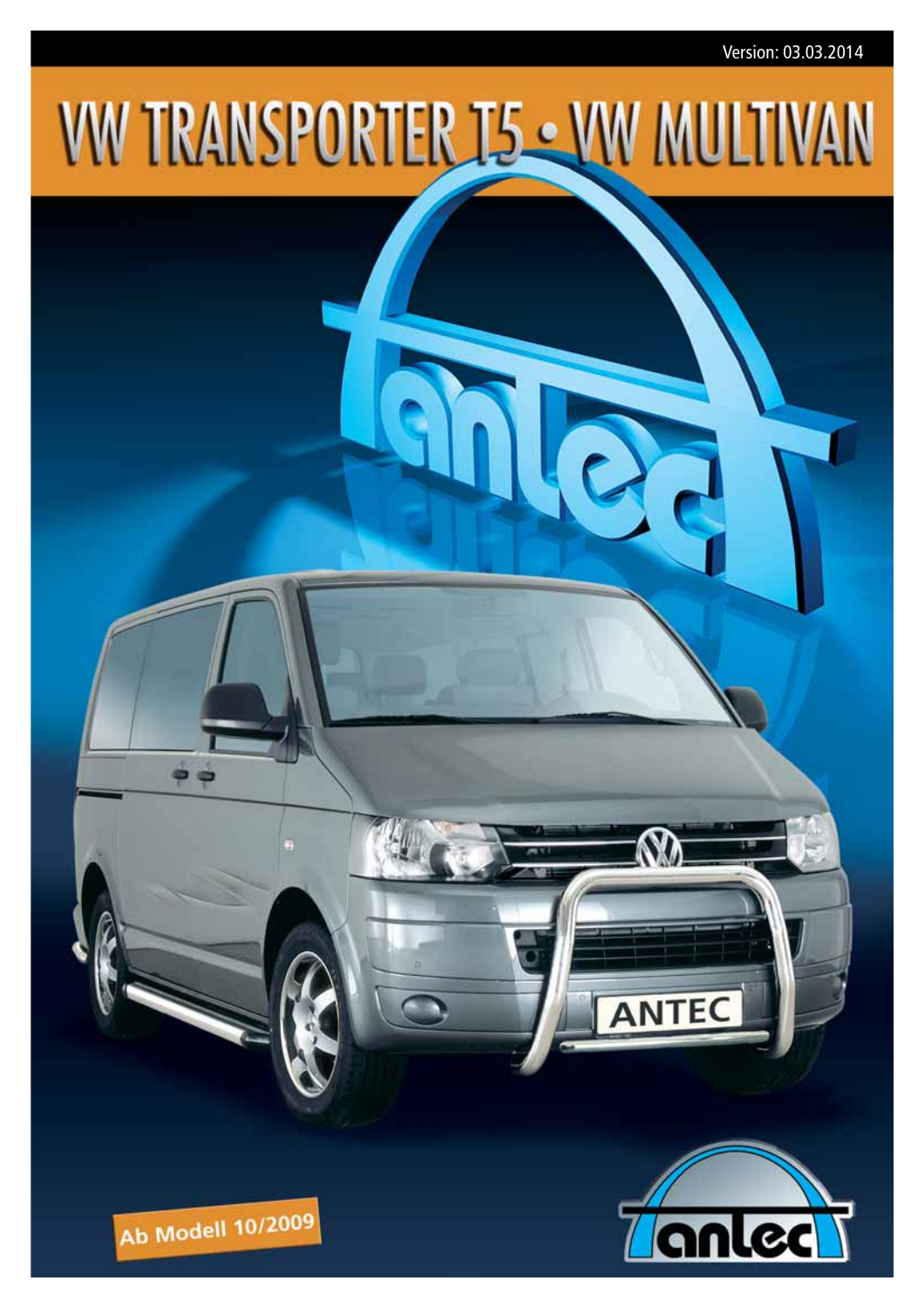Version: 03.03.2014

# VW TRANSPORTER T5 • VW MULTIVAN

Ab Modell 10/2009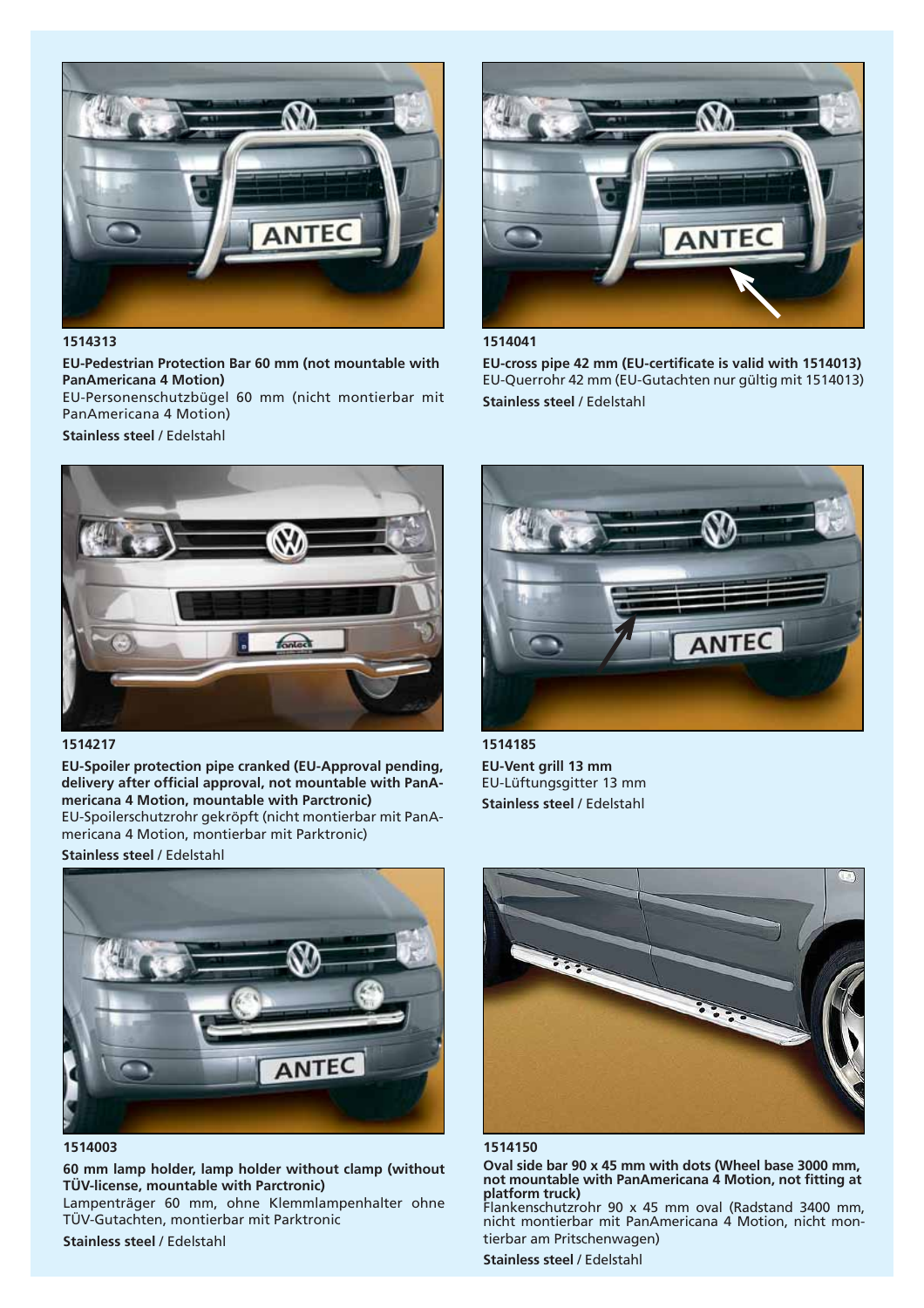**1514313**

**EU-Pedestrian Protection Bar 60 mm (not mountable with PanAmericana 4 Motion)**
EU-Personenschutzbügel 60 mm (nicht montierbar mit PanAmericana 4 Motion)

**Stainless steel** / Edelstahl

**1514041**

**EU-cross pipe 42 mm (EU-certificate is valid with 1514013)**
EU-Querrohr 42 mm (EU-Gutachten nur gültig mit 1514013)

**Stainless steel** / Edelstahl

**1514217**

**EU-Spoiler protection pipe cranked (EU-Approval pending, delivery after official approval, not mountable with PanAmericana 4 Motion, mountable with Parctronic)**
EU-Spoilerschutzrohr gekröpft (nicht montierbar mit PanAmericana 4 Motion, montierbar mit Parktronic)

**Stainless steel** / Edelstahl

**1514185**

**EU-Vent grill 13 mm**
EU-Lüftungsgitter 13 mm

**Stainless steel** / Edelstahl

**1514003**

**60 mm lamp holder, lamp holder without clamp (without TÜV-license, mountable with Parctronic)**
Lampenträger 60 mm, ohne Klemmlampenhalter ohne TÜV-Gutachten, montierbar mit Parktronic

**Stainless steel** / Edelstahl

**1514150**

**Oval side bar 90 x 45 mm with dots (Wheel base 3000 mm, not mountable with PanAmericana 4 Motion, not fitting at platform truck)**
Flankenschutzrohr 90 x 45 mm oval (Radstand 3400 mm, nicht montierbar mit PanAmericana 4 Motion, nicht montierbar am Pritschenwagen)

**Stainless steel** / Edelstahl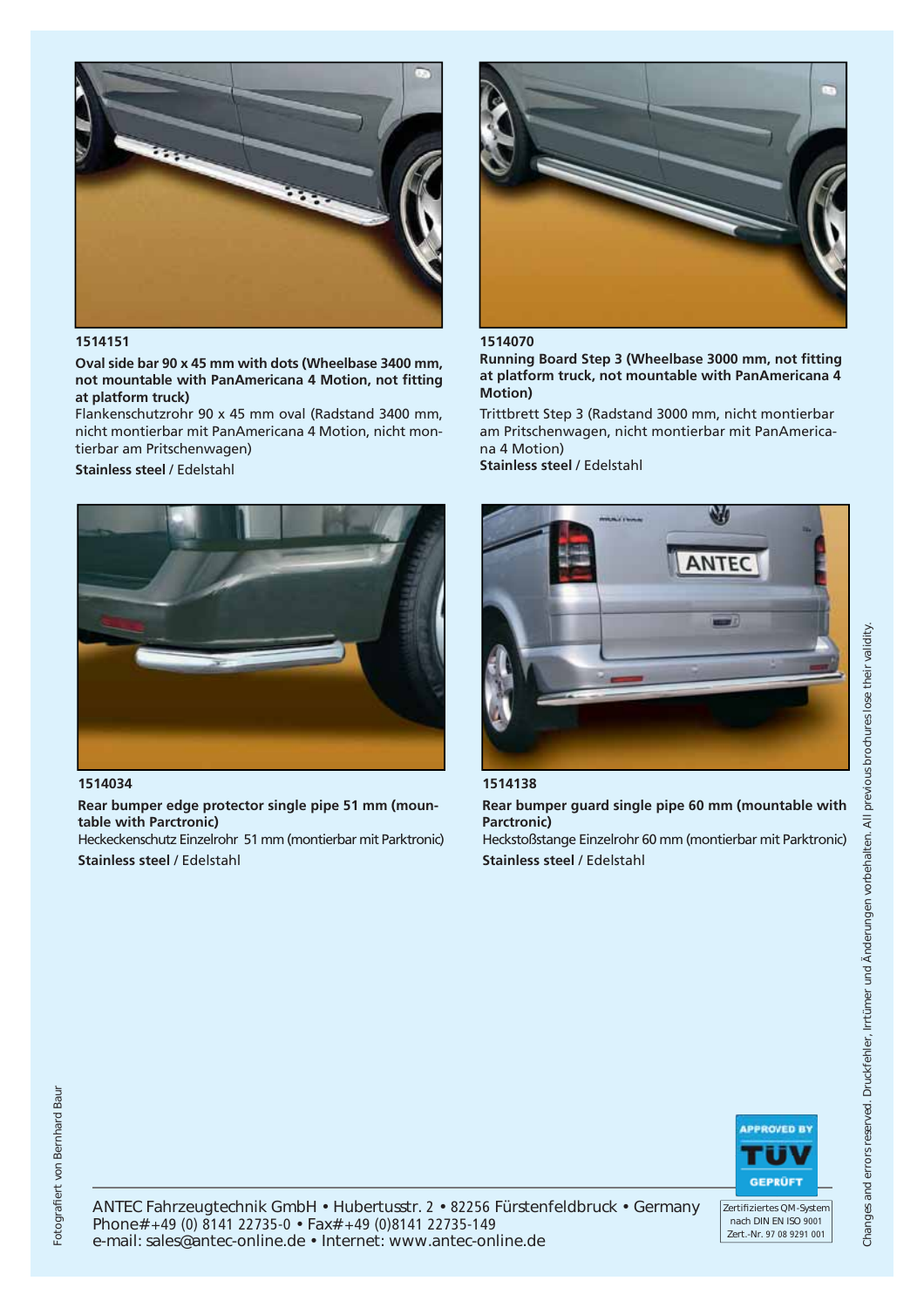**1514151**

**Oval side bar 90 x 45 mm with dots (Wheelbase 3400 mm, not mountable with PanAmericana 4 Motion, not fitting at platform truck)**

Flankenschutzrohr 90 x 45 mm oval (Radstand 3400 mm, nicht montierbar mit PanAmericana 4 Motion, nicht montierbar am Pritschenwagen)

**Stainless steel** / Edelstahl

**1514070**

**Running Board Step 3 (Wheelbase 3000 mm, not fitting at platform truck, not mountable with PanAmericana 4 Motion)**

Trittbrett Step 3 (Radstand 3000 mm, nicht montierbar am Pritschenwagen, nicht montierbar mit PanAmericana 4 Motion)

**Stainless steel** / Edelstahl

**1514034**

**Rear bumper edge protector single pipe 51 mm (mountable with Parctronic)**

Heckeckenschutz Einzelrohr 51 mm (montierbar mit Parktronic)

**Stainless steel** / Edelstahl

**1514138**

**Rear bumper guard single pipe 60 mm (mountable with Parctronic)**

Heckstoßstange Einzelrohr 60 mm (montierbar mit Parktronic)

**Stainless steel** / Edelstahl

Fotografiert von Bernhard Baur

ANTEC Fahrzeugtechnik GmbH • Hubertusstr. 2 • 82256 Fürstenfeldbruck • Germany
Phone#+49 (0) 8141 22735-0 • Fax#+49 (0)8141 22735-149
e-mail: sales@antec-online.de • Internet: www.antec-online.de

APPROVED BY TÜV GEPRÜFT

Zertifiziertes QM-System nach DIN EN ISO 9001
Zert.-Nr. 97 08 9291 001

Changes and errors reserved. Druckfehler, Irrtümer und Änderungen vorbehalten. All previous brochures lose their validity.